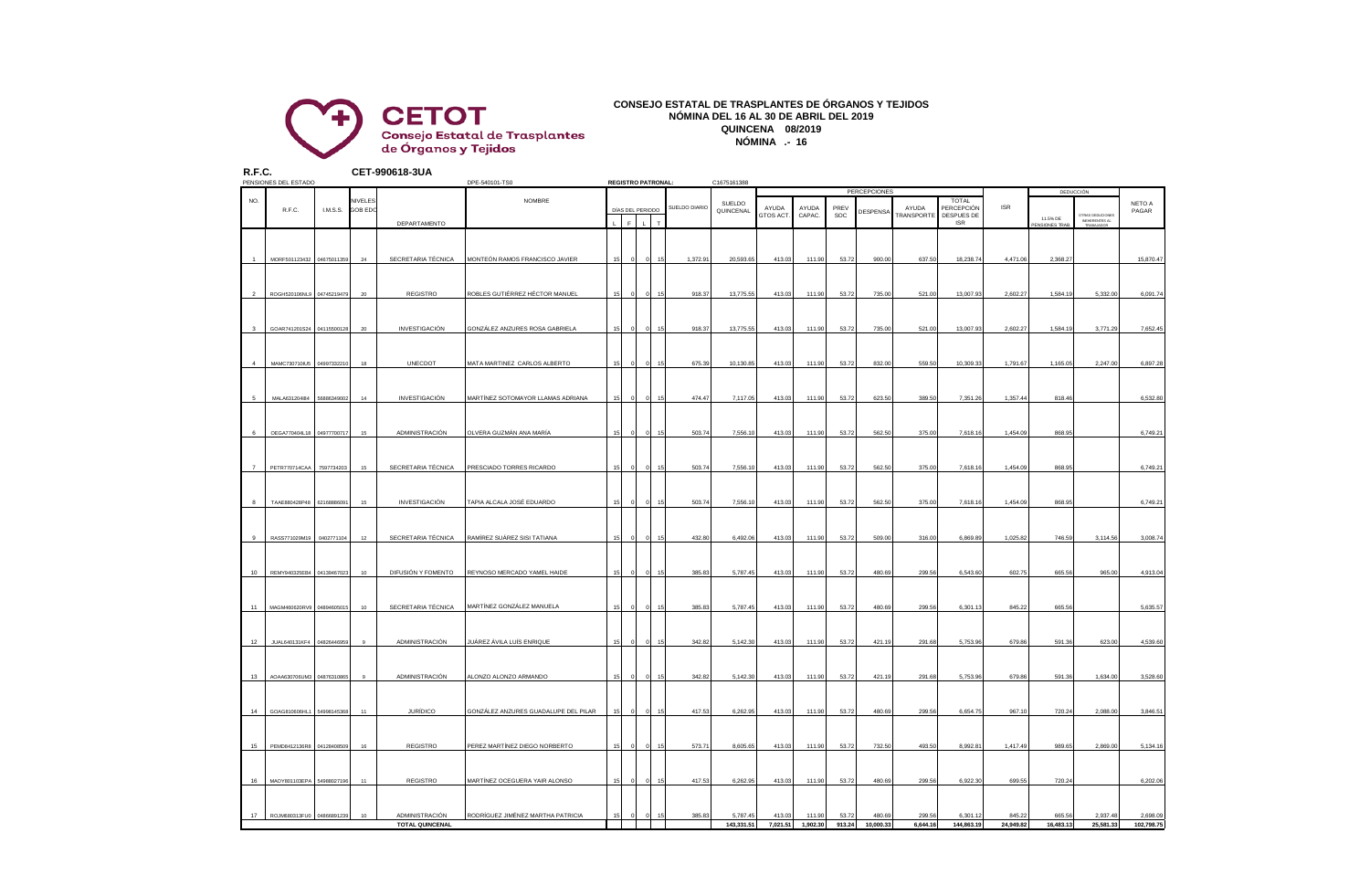**CETOT**
Consejo Estatal de Trasplantes de Órganos y Tejidos

# CONSEJO ESTATAL DE TRASPLANTES DE ÓRGANOS Y TEJIDOS

## NÓMINA DEL 16 AL 30 DE ABRIL DEL 2019

## QUINCENA 08/2019

## NÓMINA .- 16

**R.F.C.** CET-990618-3UA

PENSIONES DEL ESTADO DPE-540101-TS0 **REGISTRO PATRONAL:** C1675161388

| NO. | R.F.C. | I.M.S.S. | NIVELES GOB EDO | DEPARTAMENTO | NOMBRE | DÍAS DEL PERIODO L | F | L | T | SUELDO DIARIO | PERCEPCIONES: SUELDO QUINCENAL | AYUDA GTOS ACT. | AYUDA CAPAC. | PREV SOC | DESPENSA | AYUDA TRANSPORTE | TOTAL PERCEPCIÓN DESPUES DE ISR | ISR | DEDUCCIÓN: 11.5% DE PENSIONES TRAB. | OTRAS DEDUCCIONES INHERENTES AL TRABAJADOR | NETO A PAGAR |
|---|---|---|---|---|---|---|---|---|---|---|---|---|---|---|---|---|---|---|---|---|---|
| 1 | MORF501123432 | 04675011359 | 24 | SECRETARIA TÉCNICA | MONTEÓN RAMOS FRANCISCO JAVIER | 15 | 0 | 0 | 15 | 1,372.91 | 20,593.65 | 413.03 | 111.90 | 53.72 | 900.00 | 637.50 | 18,238.74 | 4,471.06 | 2,368.27 | | 15,870.47 |
| 2 | ROGH520106NL9 | 04745219479 | 20 | REGISTRO | ROBLES GUTIÉRREZ HÉCTOR MANUEL | 15 | 0 | 0 | 15 | 918.37 | 13,775.55 | 413.03 | 111.90 | 53.72 | 735.00 | 521.00 | 13,007.93 | 2,602.27 | 1,584.19 | 5,332.00 | 6,091.74 |
| 3 | GOAR741201S24 | 04115500128 | 20 | INVESTIGACIÓN | GONZÁLEZ ANZURES ROSA GABRIELA | 15 | 0 | 0 | 15 | 918.37 | 13,775.55 | 413.03 | 111.90 | 53.72 | 735.00 | 521.00 | 13,007.93 | 2,602.27 | 1,584.19 | 3,771.29 | 7,652.45 |
| 4 | MAMC730710IJ5 | 04997332210 | 18 | UNECDOT | MATA MARTINEZ CARLOS ALBERTO | 15 | 0 | 0 | 15 | 675.39 | 10,130.85 | 413.03 | 111.90 | 53.72 | 832.00 | 559.50 | 10,309.33 | 1,791.67 | 1,165.05 | 2,247.00 | 6,897.28 |
| 5 | MALA631204I84 | 56886349002 | 14 | INVESTIGACIÓN | MARTÍNEZ SOTOMAYOR LLAMAS ADRIANA | 15 | 0 | 0 | 15 | 474.47 | 7,117.05 | 413.03 | 111.90 | 53.72 | 623.50 | 389.50 | 7,351.26 | 1,357.44 | 818.46 | | 6,532.80 |
| 6 | OEGA770404L18 | 04977700717 | 15 | ADMINISTRACIÓN | OLVERA GUZMAN ANA MARÍA | 15 | 0 | 0 | 15 | 503.74 | 7,556.10 | 413.03 | 111.90 | 53.72 | 562.50 | 375.00 | 7,618.16 | 1,454.09 | 868.95 | | 6,749.21 |
| 7 | PETR770714CAA | 7597734203 | 15 | SECRETARIA TÉCNICA | PRESCIADO TORRES RICARDO | 15 | 0 | 0 | 15 | 503.74 | 7,556.10 | 413.03 | 111.90 | 53.72 | 562.50 | 375.00 | 7,618.16 | 1,454.09 | 868.95 | | 6,749.21 |
| 8 | TAAE880428F48 | 62168886091 | 15 | INVESTIGACIÓN | TAPIA ALCALA JOSÉ EDUARDO | 15 | 0 | 0 | 15 | 503.74 | 7,556.10 | 413.03 | 111.90 | 53.72 | 562.50 | 375.00 | 7,618.16 | 1,454.09 | 868.95 | | 6,749.21 |
| 9 | RASS771029M19 | 0402771104 | 12 | SECRETARIA TÉCNICA | RAMÍREZ SUÁREZ SISI TATIANA | 15 | 0 | 0 | 15 | 432.80 | 6,492.06 | 413.03 | 111.90 | 53.72 | 509.00 | 316.00 | 6,869.89 | 1,025.82 | 746.59 | 3,114.56 | 3,008.74 |
| 10 | REMY940325E84 | 04139467023 | 10 | DIFUSIÓN Y FOMENTO | REYNOSO MERCADO YAMEL HAIDE | 15 | 0 | 0 | 15 | 385.83 | 5,787.45 | 413.03 | 111.90 | 53.72 | 480.69 | 299.56 | 6,543.60 | 602.75 | 665.56 | 965.00 | 4,913.04 |
| 11 | MAGM460620RV9 | 04894605015 | 10 | SECRETARIA TÉCNICA | MARTÍNEZ GONZÁLEZ MANUELA | 15 | 0 | 0 | 15 | 385.83 | 5,787.45 | 413.03 | 111.90 | 53.72 | 480.69 | 299.56 | 6,301.13 | 845.22 | 665.56 | | 5,635.57 |
| 12 | JUAL640131KF4 | 04826446959 | 9 | ADMINISTRACIÓN | JUÁREZ ÁVILA LUÍS ENRIQUE | 15 | 0 | 0 | 15 | 342.82 | 5,142.30 | 413.03 | 111.90 | 53.72 | 421.19 | 291.68 | 5,753.96 | 679.86 | 591.36 | 623.00 | 4,539.60 |
| 13 | AOAA630706UM3 | 04876310865 | 9 | ADMINISTRACIÓN | ALONZO ALONZO ARMANDO | 15 | 0 | 0 | 15 | 342.82 | 5,142.30 | 413.03 | 111.90 | 53.72 | 421.19 | 291.68 | 5,753.96 | 679.86 | 591.36 | 1,634.00 | 3,528.60 |
| 14 | GOAG810606HL1 | 54998145368 | 11 | JURÍDICO | GONZÁLEZ ANZURES GUADALUPE DEL PILAR | 15 | 0 | 0 | 15 | 417.53 | 6,262.95 | 413.03 | 111.90 | 53.72 | 480.69 | 299.56 | 6,654.75 | 967.10 | 720.24 | 2,088.00 | 3,846.51 |
| 15 | PEMD841213GR8 | 04128408509 | 16 | REGISTRO | PEREZ MARTÍNEZ DIEGO NORBERTO | 15 | 0 | 0 | 15 | 573.71 | 8,605.65 | 413.03 | 111.90 | 53.72 | 732.50 | 493.50 | 8,992.81 | 1,417.49 | 989.65 | 2,869.00 | 5,134.16 |
| 16 | MADY801103EPA | 54988027196 | 11 | REGISTRO | MARTÍNEZ OCEGUERA YAIR ALONSO | 15 | 0 | 0 | 15 | 417.53 | 6,262.95 | 413.03 | 111.90 | 53.72 | 480.69 | 299.56 | 6,922.30 | 699.55 | 720.24 | | 6,202.06 |
| 17 | ROJM680313FU0 | 04866691239 | 10 | ADMINISTRACIÓN | RODRÍGUEZ JIMÉNEZ MARTHA PATRICIA | 15 | 0 | 0 | 15 | 385.83 | 5,787.45 | 413.03 | 111.90 | 53.72 | 480.69 | 299.56 | 6,301.12 | 845.22 | 665.56 | 2,937.48 | 2,698.09 |
| | | | | TOTAL QUINCENAL | | | | | | | 143,331.51 | 7,021.51 | 1,902.30 | 913.24 | 10,000.33 | 6,644.16 | 144,863.19 | 24,949.82 | 16,483.13 | 25,581.33 | 102,798.75 |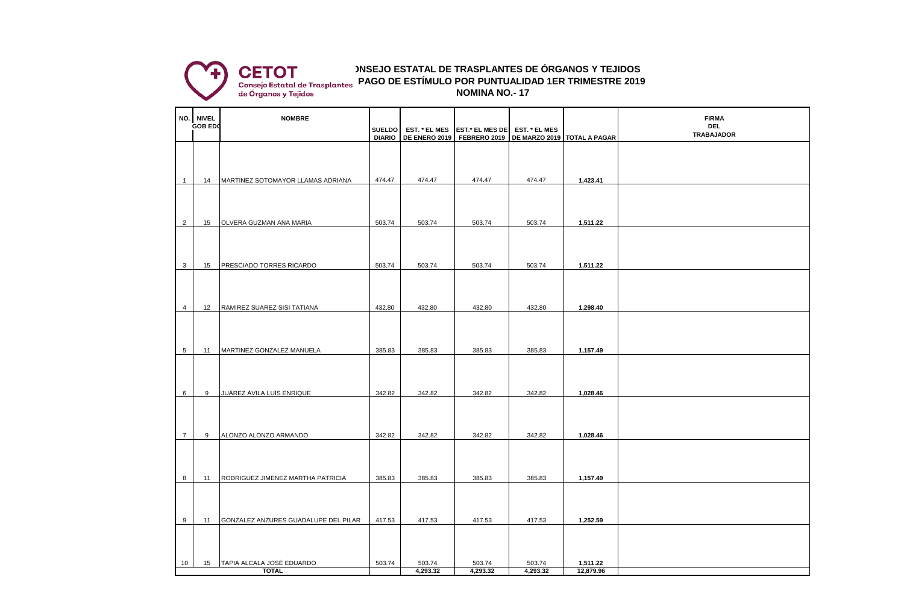**CETOT**
Consejo Estatal de Trasplantes de Órganos y Tejidos

# )NSEJO ESTATAL DE TRASPLANTES DE ÓRGANOS Y TEJIDOS
## PAGO DE ESTÍMULO POR PUNTUALIDAD 1ER TRIMESTRE 2019
## NOMINA NO.- 17

| NO. | NIVEL GOB EDO | NOMBRE | SUELDO DIARIO | EST. * EL MES DE ENERO 2019 | EST.* EL MES DE FEBRERO 2019 | EST. * EL MES DE MARZO 2019 | TOTAL A PAGAR | FIRMA DEL TRABAJADOR |
|---|---|---|---|---|---|---|---|---|
| 1 | 14 | MARTINEZ SOTOMAYOR LLAMAS ADRIANA | 474.47 | 474.47 | 474.47 | 474.47 | **1,423.41** | |
| 2 | 15 | OLVERA GUZMAN ANA MARIA | 503.74 | 503.74 | 503.74 | 503.74 | **1,511.22** | |
| 3 | 15 | PRESCIADO TORRES RICARDO | 503.74 | 503.74 | 503.74 | 503.74 | **1,511.22** | |
| 4 | 12 | RAMIREZ SUAREZ SISI TATIANA | 432.80 | 432.80 | 432.80 | 432.80 | **1,298.40** | |
| 5 | 11 | MARTINEZ GONZALEZ MANUELA | 385.83 | 385.83 | 385.83 | 385.83 | **1,157.49** | |
| 6 | 9 | JUÁREZ ÁVILA LUÍS ENRIQUE | 342.82 | 342.82 | 342.82 | 342.82 | **1,028.46** | |
| 7 | 9 | ALONZO ALONZO ARMANDO | 342.82 | 342.82 | 342.82 | 342.82 | **1,028.46** | |
| 8 | 11 | RODRIGUEZ JIMENEZ MARTHA PATRICIA | 385.83 | 385.83 | 385.83 | 385.83 | **1,157.49** | |
| 9 | 11 | GONZALEZ ANZURES GUADALUPE DEL PILAR | 417.53 | 417.53 | 417.53 | 417.53 | **1,252.59** | |
| 10 | 15 | TAPIA ALCALA JOSÉ EDUARDO | 503.74 | 503.74 | 503.74 | 503.74 | **1,511.22** | |
| | | **TOTAL** | | **4,293.32** | **4,293.32** | **4,293.32** | **12,879.96** | |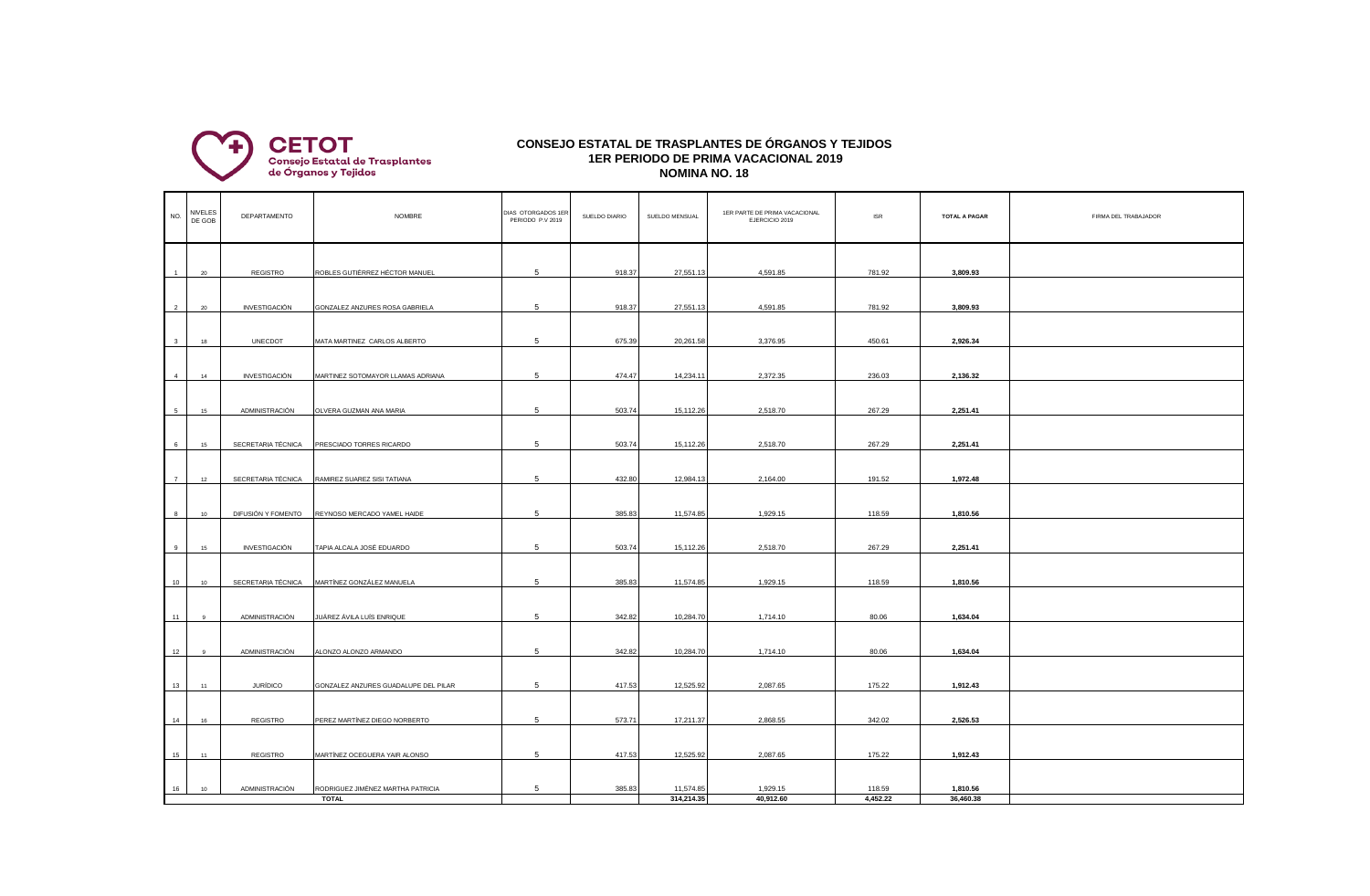**CETOT**
Consejo Estatal de Trasplantes de Órganos y Tejidos

# CONSEJO ESTATAL DE TRASPLANTES DE ÓRGANOS Y TEJIDOS
## 1ER PERIODO DE PRIMA VACACIONAL 2019
## NOMINA NO. 18

| NO. | NIVELES DE GOB | DEPARTAMENTO | NOMBRE | DIAS OTORGADOS 1ER PERIODO P.V 2019 | SUELDO DIARIO | SUELDO MENSUAL | 1ER PARTE DE PRIMA VACACIONAL EJERCICIO 2019 | ISR | TOTAL A PAGAR | FIRMA DEL TRABAJADOR |
|---|---|---|---|---|---|---|---|---|---|---|
| 1 | 20 | REGISTRO | ROBLES GUTIÉRREZ HÉCTOR MANUEL | 5 | 918.37 | 27,551.13 | 4,591.85 | 781.92 | **3,809.93** | |
| 2 | 20 | INVESTIGACIÓN | GONZALEZ ANZURES ROSA GABRIELA | 5 | 918.37 | 27,551.13 | 4,591.85 | 781.92 | **3,809.93** | |
| 3 | 18 | UNECDOT | MATA MARTINEZ CARLOS ALBERTO | 5 | 675.39 | 20,261.58 | 3,376.95 | 450.61 | **2,926.34** | |
| 4 | 14 | INVESTIGACIÓN | MARTINEZ SOTOMAYOR LLAMAS ADRIANA | 5 | 474.47 | 14,234.11 | 2,372.35 | 236.03 | **2,136.32** | |
| 5 | 15 | ADMINISTRACIÓN | OLVERA GUZMAN ANA MARIA | 5 | 503.74 | 15,112.26 | 2,518.70 | 267.29 | **2,251.41** | |
| 6 | 15 | SECRETARIA TÉCNICA | PRESCIADO TORRES RICARDO | 5 | 503.74 | 15,112.26 | 2,518.70 | 267.29 | **2,251.41** | |
| 7 | 12 | SECRETARIA TÉCNICA | RAMIREZ SUAREZ SISI TATIANA | 5 | 432.80 | 12,984.13 | 2,164.00 | 191.52 | **1,972.48** | |
| 8 | 10 | DIFUSIÓN Y FOMENTO | REYNOSO MERCADO YAMEL HAIDE | 5 | 385.83 | 11,574.85 | 1,929.15 | 118.59 | **1,810.56** | |
| 9 | 15 | INVESTIGACIÓN | TAPIA ALCALA JOSÉ EDUARDO | 5 | 503.74 | 15,112.26 | 2,518.70 | 267.29 | **2,251.41** | |
| 10 | 10 | SECRETARIA TÉCNICA | MARTÍNEZ GONZÁLEZ MANUELA | 5 | 385.83 | 11,574.85 | 1,929.15 | 118.59 | **1,810.56** | |
| 11 | 9 | ADMINISTRACIÓN | JUÁREZ ÁVILA LUÍS ENRIQUE | 5 | 342.82 | 10,284.70 | 1,714.10 | 80.06 | **1,634.04** | |
| 12 | 9 | ADMINISTRACIÓN | ALONZO ALONZO ARMANDO | 5 | 342.82 | 10,284.70 | 1,714.10 | 80.06 | **1,634.04** | |
| 13 | 11 | JURÍDICO | GONZALEZ ANZURES GUADALUPE DEL PILAR | 5 | 417.53 | 12,525.92 | 2,087.65 | 175.22 | **1,912.43** | |
| 14 | 16 | REGISTRO | PEREZ MARTÍNEZ DIEGO NORBERTO | 5 | 573.71 | 17,211.37 | 2,868.55 | 342.02 | **2,526.53** | |
| 15 | 11 | REGISTRO | MARTÍNEZ OCEGUERA YAIR ALONSO | 5 | 417.53 | 12,525.92 | 2,087.65 | 175.22 | **1,912.43** | |
| 16 | 10 | ADMINISTRACIÓN | RODRIGUEZ JIMÉNEZ MARTHA PATRICIA | 5 | 385.83 | 11,574.85 | 1,929.15 | 118.59 | **1,810.56** | |
| | | | **TOTAL** | | | **314,214.35** | **40,912.60** | **4,452.22** | **36,460.38** | |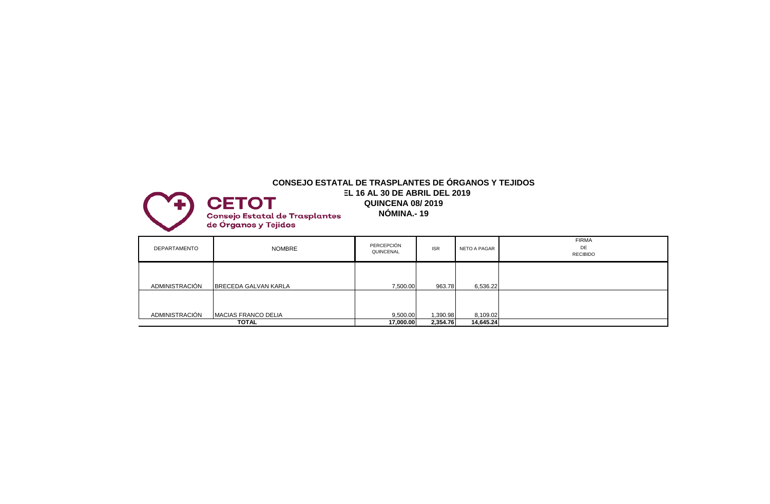**CETOT**
Consejo Estatal de Trasplantes de Órganos y Tejidos

## CONSEJO ESTATAL DE TRASPLANTES DE ÓRGANOS Y TEJIDOS

**EL 16 AL 30 DE ABRIL DEL 2019**

**QUINCENA 08/ 2019**

**NÓMINA.- 19**

| DEPARTAMENTO | NOMBRE | PERCEPCIÓN QUINCENAL | ISR | NETO A PAGAR | FIRMA DE RECIBIDO |
|---|---|---|---|---|---|
| ADMINISTRACIÓN | BRECEDA GALVAN KARLA | 7,500.00 | 963.78 | 6,536.22 | |
| ADMINISTRACIÓN | MACIAS FRANCO DELIA | 9,500.00 | 1,390.98 | 8,109.02 | |
| **TOTAL** | | **17,000.00** | **2,354.76** | **14,645.24** | |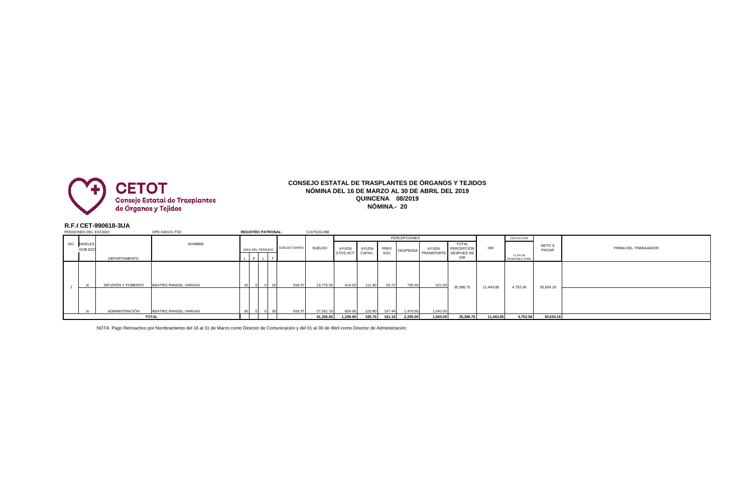**CETOT**
**Consejo Estatal de Trasplantes de Órganos y Tejidos**

## CONSEJO ESTATAL DE TRASPLANTES DE ÓRGANOS Y TEJIDOS
## NÓMINA DEL 16 DE MARZO AL 30 DE ABRIL DEL 2019
## QUINCENA 08/2019
## NÓMINA.- 20

**R.F.C. CET-990618-3UA**

PENSIONES DEL ESTADO DPE-540101-TS0 **REGISTRO PATRONAL:** C1675161388

| NO. | NIVELES GOB EDO | DEPARTAMENTO | NOMBRE | DÍAS DEL PERIODO L | F | L | T | SUELDO DIARIO | SUELDO | PERCEPCIONES AYUDA GTOS ACT. | AYUDA CAPAC. | PREV SOC | DESPENSA | AYUDA TRANSPORTE | TOTAL PERCEPCIÓN DESPUES DE ISR | ISR | DEDUCCIÓN 11.5% DE PENSIONES TRAB. | NETO A PAGAR | FIRMA DEL TRABAJADOR |
|---|---|---|---|---|---|---|---|---|---|---|---|---|---|---|---|---|---|---|---|
| 1 | 20 | DIFUSIÓN Y FOMENTO | BEATRIZ RANGEL VARGAS | 16 | 0 | 0 | 16 | 918.37 | 13,775.55 | 413.03 | 111.90 | 53.72 | 735.00 | 521.00 | 35,386.75 | 11,443.85 | 4,752.56 | 30,634.19 | |
| | 20 | ADMINISTRACIÓN | BEATRIZ RANGEL VARGAS | 30 | 0 | 0 | 30 | 918.37 | 27,551.10 | 826.06 | 223.80 | 107.44 | 1,470.00 | 1,042.00 | | | | | |
| | | **TOTAL** | | | | | | | **41,326.65** | **1,239.09** | **335.70** | **161.16** | **2,205.00** | **1,563.00** | **35,386.75** | **11,443.85** | **4,752.56** | **30,634.19** | |

NOTA: Pago Retroactivo por Nombramiento del 16 al 31 de Marzo como Director de Comunicación y del 01 al 30 de Abril como Director de Administración.